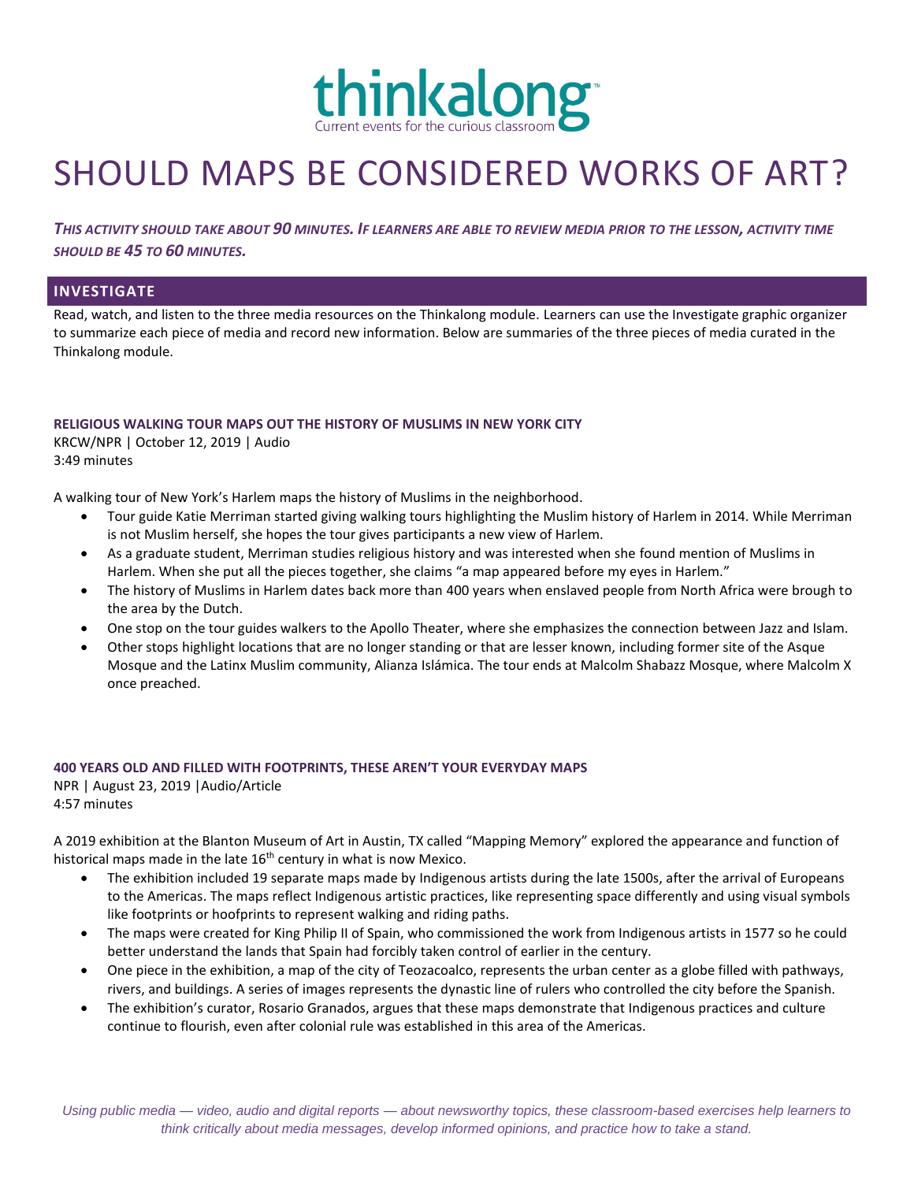thinkalong™
Current events for the curious classroom

# SHOULD MAPS BE CONSIDERED WORKS OF ART?

***This activity should take about 90 minutes. If learners are able to review media prior to the lesson, activity time should be 45 to 60 minutes.***

## INVESTIGATE

Read, watch, and listen to the three media resources on the Thinkalong module. Learners can use the Investigate graphic organizer to summarize each piece of media and record new information. Below are summaries of the three pieces of media curated in the Thinkalong module.

### RELIGIOUS WALKING TOUR MAPS OUT THE HISTORY OF MUSLIMS IN NEW YORK CITY

KRCW/NPR | October 12, 2019 | Audio
3:49 minutes

A walking tour of New York's Harlem maps the history of Muslims in the neighborhood.

- Tour guide Katie Merriman started giving walking tours highlighting the Muslim history of Harlem in 2014. While Merriman is not Muslim herself, she hopes the tour gives participants a new view of Harlem.
- As a graduate student, Merriman studies religious history and was interested when she found mention of Muslims in Harlem. When she put all the pieces together, she claims "a map appeared before my eyes in Harlem."
- The history of Muslims in Harlem dates back more than 400 years when enslaved people from North Africa were brough to the area by the Dutch.
- One stop on the tour guides walkers to the Apollo Theater, where she emphasizes the connection between Jazz and Islam.
- Other stops highlight locations that are no longer standing or that are lesser known, including former site of the Asque Mosque and the Latinx Muslim community, Alianza Islámica. The tour ends at Malcolm Shabazz Mosque, where Malcolm X once preached.

### 400 YEARS OLD AND FILLED WITH FOOTPRINTS, THESE AREN'T YOUR EVERYDAY MAPS

NPR | August 23, 2019 |Audio/Article
4:57 minutes

A 2019 exhibition at the Blanton Museum of Art in Austin, TX called "Mapping Memory" explored the appearance and function of historical maps made in the late 16th century in what is now Mexico.

- The exhibition included 19 separate maps made by Indigenous artists during the late 1500s, after the arrival of Europeans to the Americas. The maps reflect Indigenous artistic practices, like representing space differently and using visual symbols like footprints or hoofprints to represent walking and riding paths.
- The maps were created for King Philip II of Spain, who commissioned the work from Indigenous artists in 1577 so he could better understand the lands that Spain had forcibly taken control of earlier in the century.
- One piece in the exhibition, a map of the city of Teozacoalco, represents the urban center as a globe filled with pathways, rivers, and buildings. A series of images represents the dynastic line of rulers who controlled the city before the Spanish.
- The exhibition's curator, Rosario Granados, argues that these maps demonstrate that Indigenous practices and culture continue to flourish, even after colonial rule was established in this area of the Americas.

*Using public media — video, audio and digital reports — about newsworthy topics, these classroom-based exercises help learners to think critically about media messages, develop informed opinions, and practice how to take a stand.*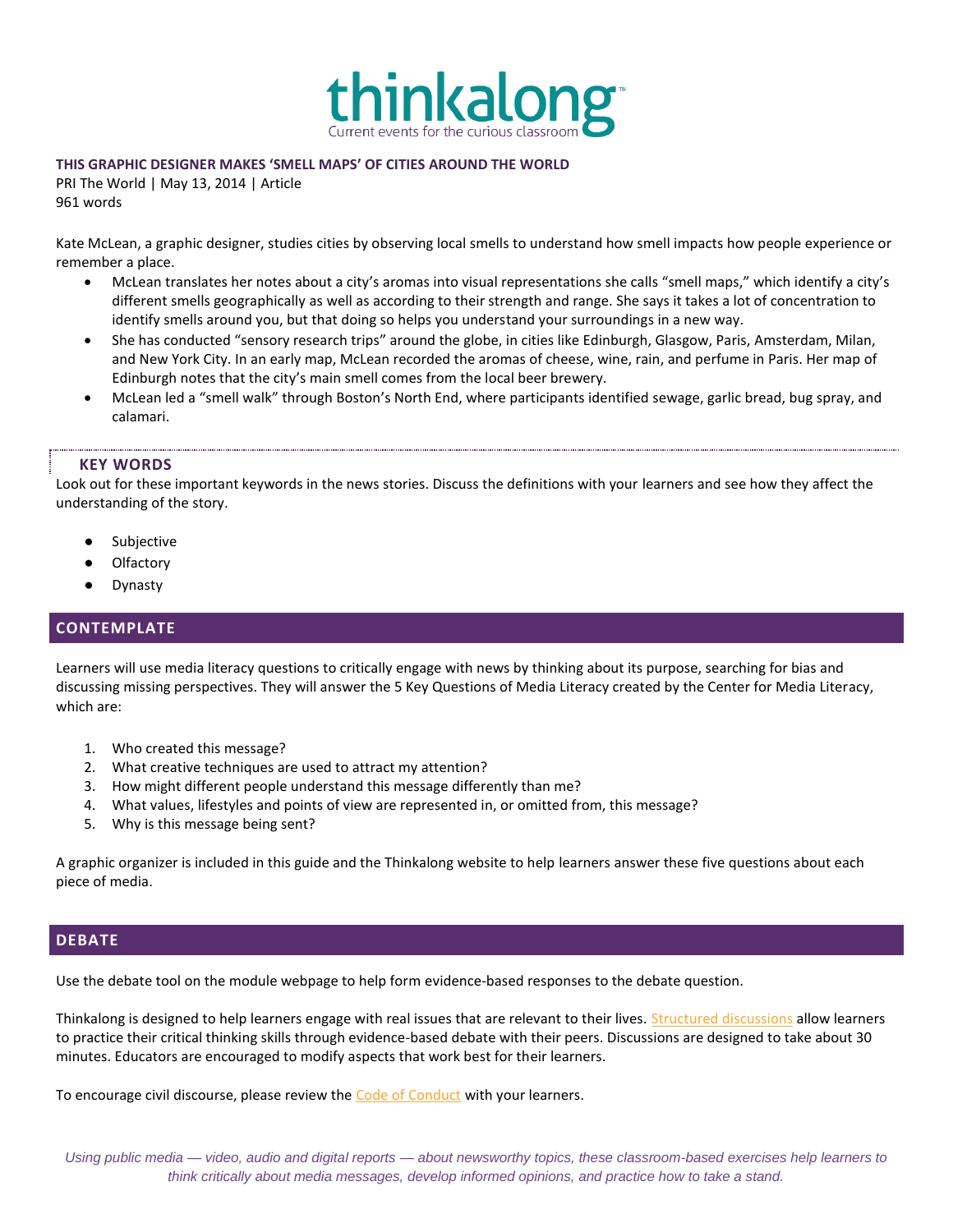# thinkalong

Current events for the curious classroom

**THIS GRAPHIC DESIGNER MAKES 'SMELL MAPS' OF CITIES AROUND THE WORLD**

PRI The World | May 13, 2014 | Article
961 words

Kate McLean, a graphic designer, studies cities by observing local smells to understand how smell impacts how people experience or remember a place.

- McLean translates her notes about a city's aromas into visual representations she calls "smell maps," which identify a city's different smells geographically as well as according to their strength and range. She says it takes a lot of concentration to identify smells around you, but that doing so helps you understand your surroundings in a new way.
- She has conducted "sensory research trips" around the globe, in cities like Edinburgh, Glasgow, Paris, Amsterdam, Milan, and New York City. In an early map, McLean recorded the aromas of cheese, wine, rain, and perfume in Paris. Her map of Edinburgh notes that the city's main smell comes from the local beer brewery.
- McLean led a "smell walk" through Boston's North End, where participants identified sewage, garlic bread, bug spray, and calamari.

## KEY WORDS

Look out for these important keywords in the news stories. Discuss the definitions with your learners and see how they affect the understanding of the story.

- Subjective
- Olfactory
- Dynasty

## CONTEMPLATE

Learners will use media literacy questions to critically engage with news by thinking about its purpose, searching for bias and discussing missing perspectives. They will answer the 5 Key Questions of Media Literacy created by the Center for Media Literacy, which are:

1. Who created this message?
2. What creative techniques are used to attract my attention?
3. How might different people understand this message differently than me?
4. What values, lifestyles and points of view are represented in, or omitted from, this message?
5. Why is this message being sent?

A graphic organizer is included in this guide and the Thinkalong website to help learners answer these five questions about each piece of media.

## DEBATE

Use the debate tool on the module webpage to help form evidence-based responses to the debate question.

Thinkalong is designed to help learners engage with real issues that are relevant to their lives. Structured discussions allow learners to practice their critical thinking skills through evidence-based debate with their peers. Discussions are designed to take about 30 minutes. Educators are encouraged to modify aspects that work best for their learners.

To encourage civil discourse, please review the Code of Conduct with your learners.

*Using public media — video, audio and digital reports — about newsworthy topics, these classroom-based exercises help learners to think critically about media messages, develop informed opinions, and practice how to take a stand.*